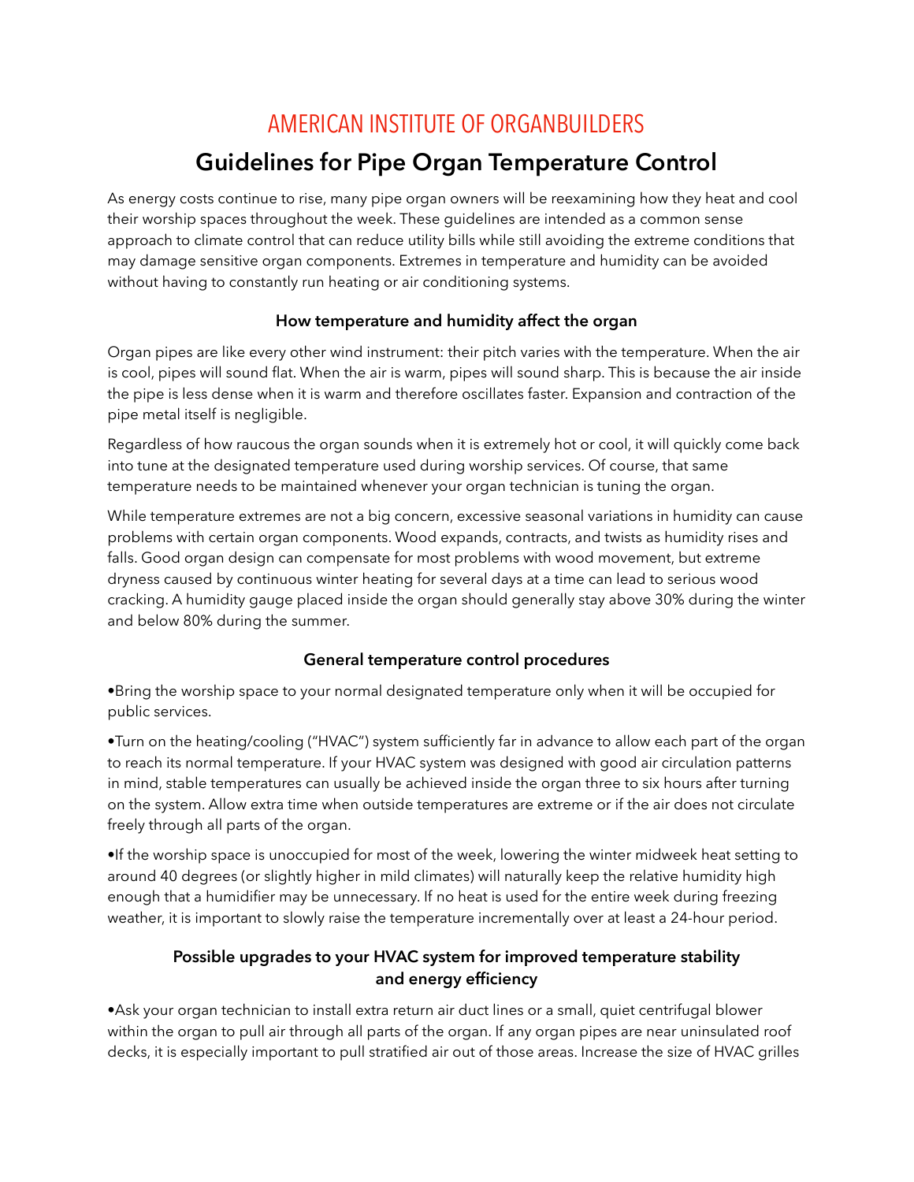# AMERICAN INSTITUTE OF ORGANBUILDERS

## Guidelines for Pipe Organ Temperature Control

As energy costs continue to rise, many pipe organ owners will be reexamining how they heat and cool their worship spaces throughout the week. These guidelines are intended as a common sense approach to climate control that can reduce utility bills while still avoiding the extreme conditions that may damage sensitive organ components. Extremes in temperature and humidity can be avoided without having to constantly run heating or air conditioning systems.

### How temperature and humidity affect the organ

Organ pipes are like every other wind instrument: their pitch varies with the temperature. When the air is cool, pipes will sound flat. When the air is warm, pipes will sound sharp. This is because the air inside the pipe is less dense when it is warm and therefore oscillates faster. Expansion and contraction of the pipe metal itself is negligible.

Regardless of how raucous the organ sounds when it is extremely hot or cool, it will quickly come back into tune at the designated temperature used during worship services. Of course, that same temperature needs to be maintained whenever your organ technician is tuning the organ.

While temperature extremes are not a big concern, excessive seasonal variations in humidity can cause problems with certain organ components. Wood expands, contracts, and twists as humidity rises and falls. Good organ design can compensate for most problems with wood movement, but extreme dryness caused by continuous winter heating for several days at a time can lead to serious wood cracking. A humidity gauge placed inside the organ should generally stay above 30% during the winter and below 80% during the summer.

### General temperature control procedures

- Bring the worship space to your normal designated temperature only when it will be occupied for public services.
- Turn on the heating/cooling ("HVAC") system sufficiently far in advance to allow each part of the organ to reach its normal temperature. If your HVAC system was designed with good air circulation patterns in mind, stable temperatures can usually be achieved inside the organ three to six hours after turning on the system. Allow extra time when outside temperatures are extreme or if the air does not circulate freely through all parts of the organ.
- If the worship space is unoccupied for most of the week, lowering the winter midweek heat setting to around 40 degrees (or slightly higher in mild climates) will naturally keep the relative humidity high enough that a humidifier may be unnecessary. If no heat is used for the entire week during freezing weather, it is important to slowly raise the temperature incrementally over at least a 24-hour period.

### Possible upgrades to your HVAC system for improved temperature stability and energy efficiency

- Ask your organ technician to install extra return air duct lines or a small, quiet centrifugal blower within the organ to pull air through all parts of the organ. If any organ pipes are near uninsulated roof decks, it is especially important to pull stratified air out of those areas. Increase the size of HVAC grilles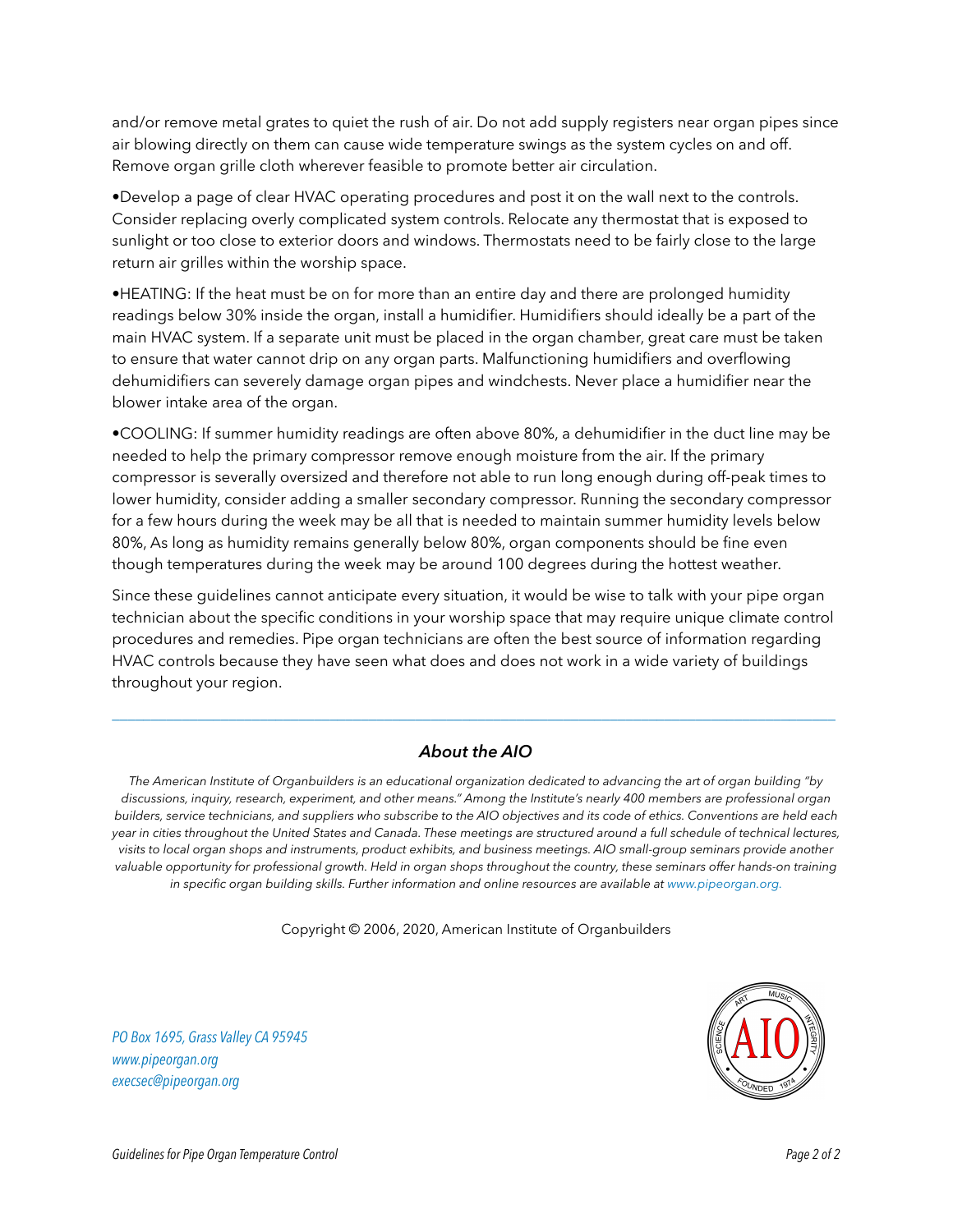and/or remove metal grates to quiet the rush of air. Do not add supply registers near organ pipes since air blowing directly on them can cause wide temperature swings as the system cycles on and off. Remove organ grille cloth wherever feasible to promote better air circulation.

•Develop a page of clear HVAC operating procedures and post it on the wall next to the controls. Consider replacing overly complicated system controls. Relocate any thermostat that is exposed to sunlight or too close to exterior doors and windows. Thermostats need to be fairly close to the large return air grilles within the worship space.

•HEATING: If the heat must be on for more than an entire day and there are prolonged humidity readings below 30% inside the organ, install a humidifier. Humidifiers should ideally be a part of the main HVAC system. If a separate unit must be placed in the organ chamber, great care must be taken to ensure that water cannot drip on any organ parts. Malfunctioning humidifiers and overflowing dehumidifiers can severely damage organ pipes and windchests. Never place a humidifier near the blower intake area of the organ.

•COOLING: If summer humidity readings are often above 80%, a dehumidifier in the duct line may be needed to help the primary compressor remove enough moisture from the air. If the primary compressor is severally oversized and therefore not able to run long enough during off-peak times to lower humidity, consider adding a smaller secondary compressor. Running the secondary compressor for a few hours during the week may be all that is needed to maintain summer humidity levels below 80%, As long as humidity remains generally below 80%, organ components should be fine even though temperatures during the week may be around 100 degrees during the hottest weather.

Since these guidelines cannot anticipate every situation, it would be wise to talk with your pipe organ technician about the specific conditions in your worship space that may require unique climate control procedures and remedies. Pipe organ technicians are often the best source of information regarding HVAC controls because they have seen what does and does not work in a wide variety of buildings throughout your region.

---

### *About the AIO*

*The American Institute of Organbuilders is an educational organization dedicated to advancing the art of organ building "by discussions, inquiry, research, experiment, and other means." Among the Institute's nearly 400 members are professional organ builders, service technicians, and suppliers who subscribe to the AIO objectives and its code of ethics. Conventions are held each year in cities throughout the United States and Canada. These meetings are structured around a full schedule of technical lectures, visits to local organ shops and instruments, product exhibits, and business meetings. AIO small-group seminars provide another valuable opportunity for professional growth. Held in organ shops throughout the country, these seminars offer hands-on training in specific organ building skills. Further information and online resources are available at www.pipeorgan.org.*

Copyright © 2006, 2020, American Institute of Organbuilders

*PO Box 1695, Grass Valley CA 95945*
*www.pipeorgan.org*
*execsec@pipeorgan.org*

AIO — ART · MUSIC · INTEGRITY · SCIENCE · FOUNDED 1974